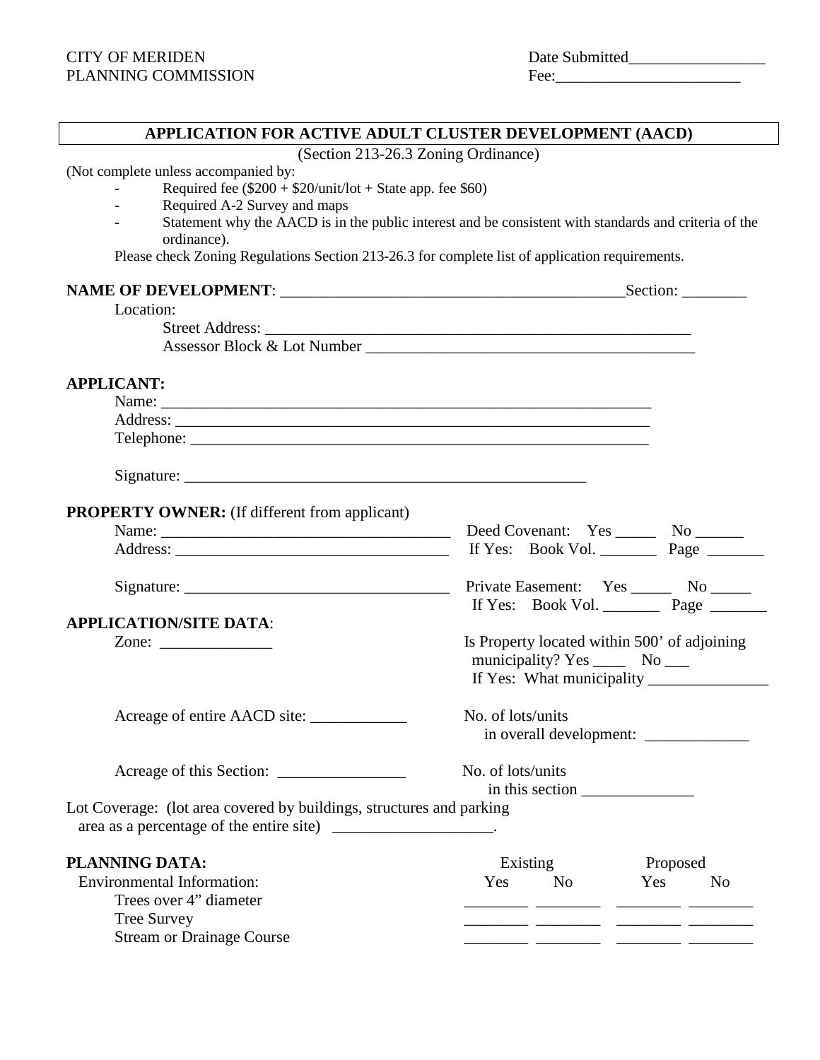CITY OF MERIDEN
PLANNING COMMISSION

Date Submitted_________________
Fee:_______________________

## APPLICATION FOR ACTIVE ADULT CLUSTER DEVELOPMENT (AACD)

(Section 213-26.3 Zoning Ordinance)

(Not complete unless accompanied by:

- Required fee ($200 + $20/unit/lot + State app. fee $60)
- Required A-2 Survey and maps
- Statement why the AACD is in the public interest and be consistent with standards and criteria of the ordinance).

Please check Zoning Regulations Section 213-26.3 for complete list of application requirements.

**NAME OF DEVELOPMENT**: ___________________________________________Section: ________

Location:

Street Address: ________________________________________________________

Assessor Block & Lot Number __________________________________________

**APPLICANT:**

Name: ______________________________________________________________

Address: ____________________________________________________________

Telephone: __________________________________________________________

Signature: __________________________________________________

**PROPERTY OWNER:** (If different from applicant)

Name: ____________________________________

Address: __________________________________

Signature: ________________________________

Deed Covenant: Yes _____ No ______

If Yes: Book Vol. _______ Page _______

Private Easement: Yes _____ No _____

If Yes: Book Vol. _______ Page _______

**APPLICATION/SITE DATA**:

Zone: ______________

Is Property located within 500' of adjoining municipality? Yes ____ No ___

If Yes: What municipality _______________

Acreage of entire AACD site: ____________

No. of lots/units in overall development: _____________

Acreage of this Section: ________________

No. of lots/units in this section ______________

Lot Coverage: (lot area covered by buildings, structures and parking area as a percentage of the entire site) ____________________.

**PLANNING DATA:**

| Environmental Information: | Existing Yes | Existing No | Proposed Yes | Proposed No |
|---|---|---|---|---|
| Trees over 4" diameter | ________ | ________ | ________ | ________ |
| Tree Survey | ________ | ________ | ________ | ________ |
| Stream or Drainage Course | ________ | ________ | ________ | ________ |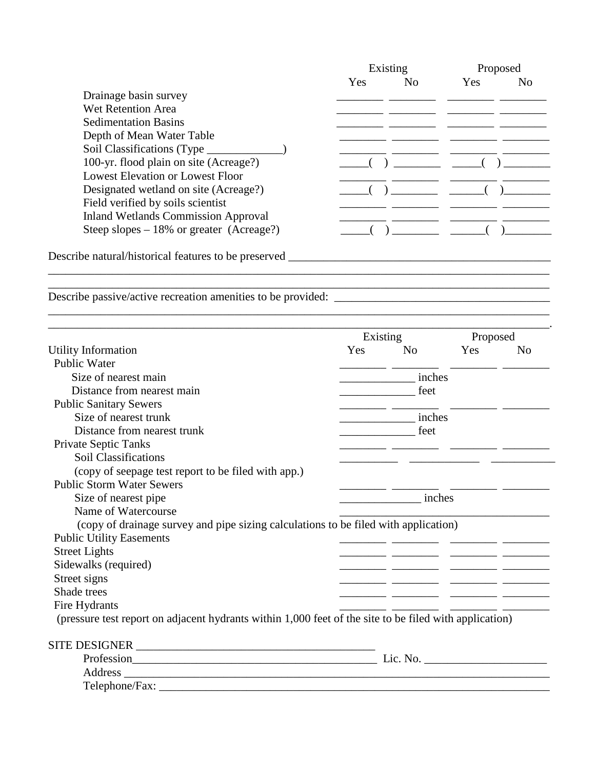| | Existing Yes | Existing No | Proposed Yes | Proposed No |
|---|---|---|---|---|
| Drainage basin survey | ________ | ________ | ________ | ________ |
| Wet Retention Area | ________ | ________ | ________ | ________ |
| Sedimentation Basins | ________ | ________ | ________ | ________ |
| Depth of Mean Water Table | ________ | ________ | ________ | ________ |
| Soil Classifications (Type _____________) | ________ | ________ | ________ | ________ |
| 100-yr. flood plain on site (Acreage?) | _____( ) | ________ | _____( ) | ________ |
| Lowest Elevation or Lowest Floor | ________ | ________ | ________ | ________ |
| Designated wetland on site (Acreage?) | _____( ) | ________ | ______( ) | ________ |
| Field verified by soils scientist | ________ | ________ | ________ | ________ |
| Inland Wetlands Commission Approval | ________ | ________ | ________ | ________ |
| Steep slopes – 18% or greater (Acreage?) | _____( ) | ________ | ______( ) | ________ |

Describe natural/historical features to be preserved ______________________________________________
_____________________________________________________________________________________________
_____________________________________________________________________________________________

Describe passive/active recreation amenities to be provided: ____________________________________
_____________________________________________________________________________________________
_____________________________________________________________________________________________.

| Utility Information | Existing Yes | Existing No | Proposed Yes | Proposed No |
|---|---|---|---|---|
| Public Water | ________ | ________ | ________ | ________ |
| Size of nearest main | _____________ inches | | | |
| Distance from nearest main | _____________ feet | | | |
| Public Sanitary Sewers | ________ | ________ | ________ | ________ |
| Size of nearest trunk | _____________ inches | | | |
| Distance from nearest trunk | _____________ feet | | | |
| Private Septic Tanks | ________ | ________ | ________ | ________ |
| Soil Classifications | __________ | ____________ | ___________ | |
| (copy of seepage test report to be filed with app.) | | | | |
| Public Storm Water Sewers | ________ | ________ | ________ | ________ |
| Size of nearest pipe | ______________ inches | | | |
| Name of Watercourse | ____________________________________ | | | |
| (copy of drainage survey and pipe sizing calculations to be filed with application) | | | | |
| Public Utility Easements | ________ | ________ | ________ | ________ |
| Street Lights | ________ | ________ | ________ | ________ |
| Sidewalks (required) | ________ | ________ | ________ | ________ |
| Street signs | ________ | ________ | ________ | ________ |
| Shade trees | ________ | ________ | ________ | ________ |
| Fire Hydrants | ________ | ________ | ________ | ________ |

(pressure test report on adjacent hydrants within 1,000 feet of the site to be filed with application)

SITE DESIGNER ________________________________________

Profession__________________________________________ Lic. No. _____________________

Address ___________________________________________________________________________

Telephone/Fax: _____________________________________________________________________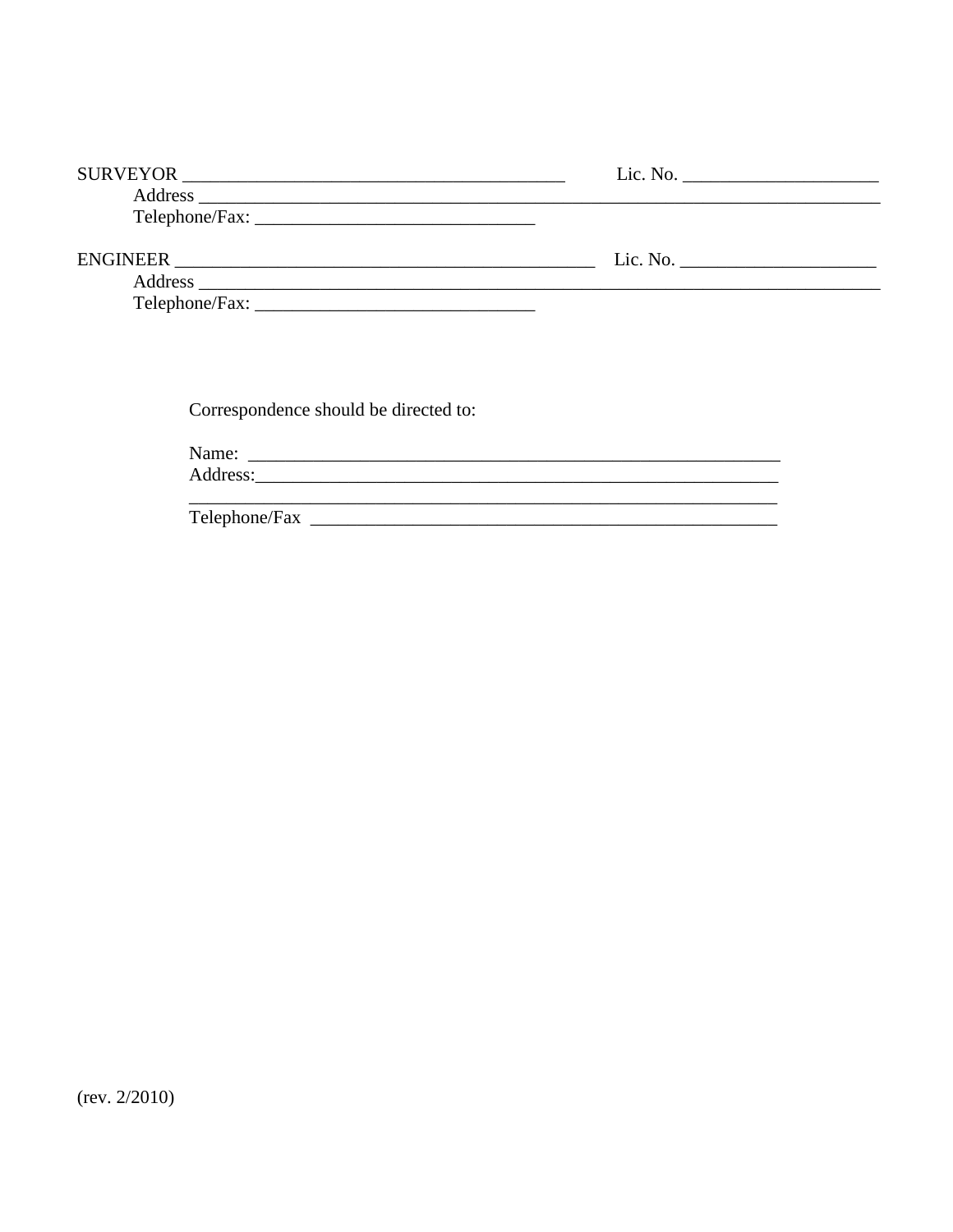SURVEYOR ________________________________________ Lic. No. _____________________

Address ___________________________________________________________________________

Telephone/Fax: ______________________________

ENGINEER _____________________________________________ Lic. No. _____________________

Address ___________________________________________________________________________

Telephone/Fax: ______________________________

Correspondence should be directed to:

Name: _________________________________________________________

Address:_______________________________________________________

_______________________________________________________________

Telephone/Fax _________________________________________________

(rev. 2/2010)